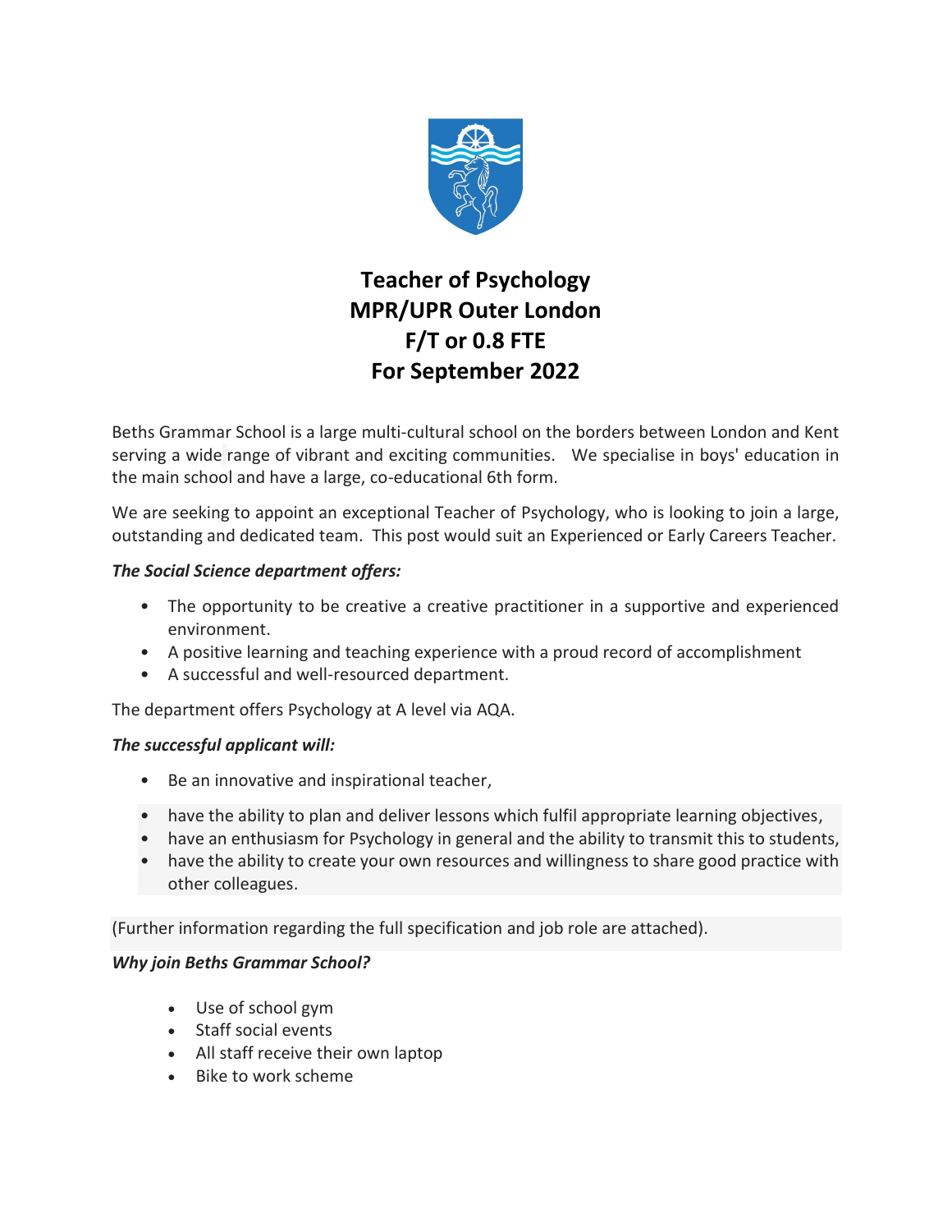# Teacher of Psychology
# MPR/UPR Outer London
# F/T or 0.8 FTE
# For September 2022

Beths Grammar School is a large multi-cultural school on the borders between London and Kent serving a wide range of vibrant and exciting communities. We specialise in boys' education in the main school and have a large, co-educational 6th form.

We are seeking to appoint an exceptional Teacher of Psychology, who is looking to join a large, outstanding and dedicated team. This post would suit an Experienced or Early Careers Teacher.

***The Social Science department offers:***

- The opportunity to be creative a creative practitioner in a supportive and experienced environment.
- A positive learning and teaching experience with a proud record of accomplishment
- A successful and well-resourced department.

The department offers Psychology at A level via AQA.

***The successful applicant will:***

- Be an innovative and inspirational teacher,
- have the ability to plan and deliver lessons which fulfil appropriate learning objectives,
- have an enthusiasm for Psychology in general and the ability to transmit this to students,
- have the ability to create your own resources and willingness to share good practice with other colleagues.

(Further information regarding the full specification and job role are attached).

***Why join Beths Grammar School?***

- Use of school gym
- Staff social events
- All staff receive their own laptop
- Bike to work scheme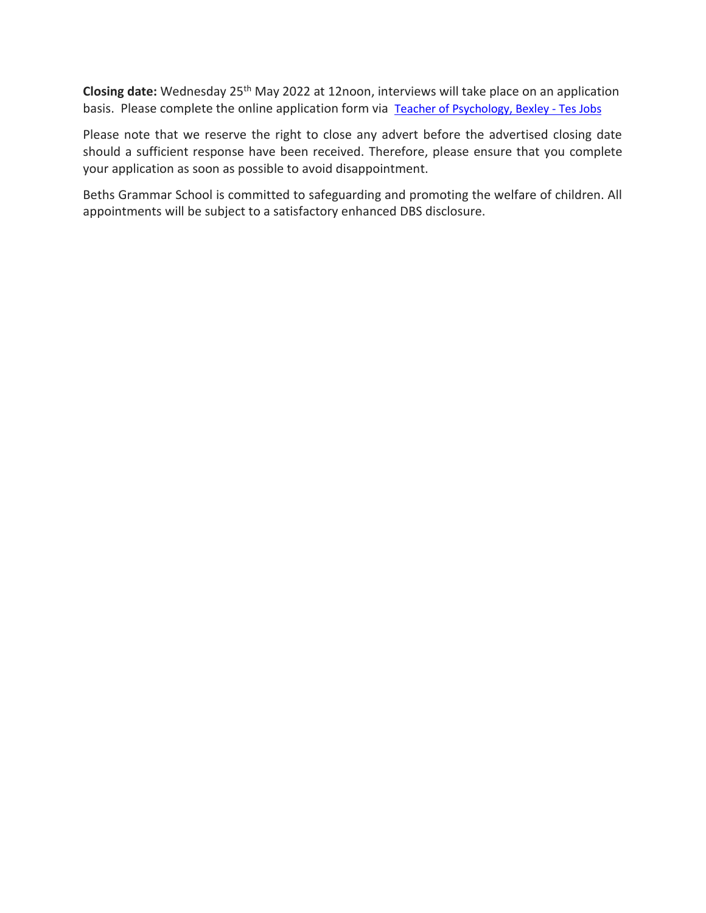**Closing date:** Wednesday 25th May 2022 at 12noon, interviews will take place on an application basis. Please complete the online application form via [Teacher of Psychology, Bexley - Tes Jobs]

Please note that we reserve the right to close any advert before the advertised closing date should a sufficient response have been received. Therefore, please ensure that you complete your application as soon as possible to avoid disappointment.

Beths Grammar School is committed to safeguarding and promoting the welfare of children. All appointments will be subject to a satisfactory enhanced DBS disclosure.